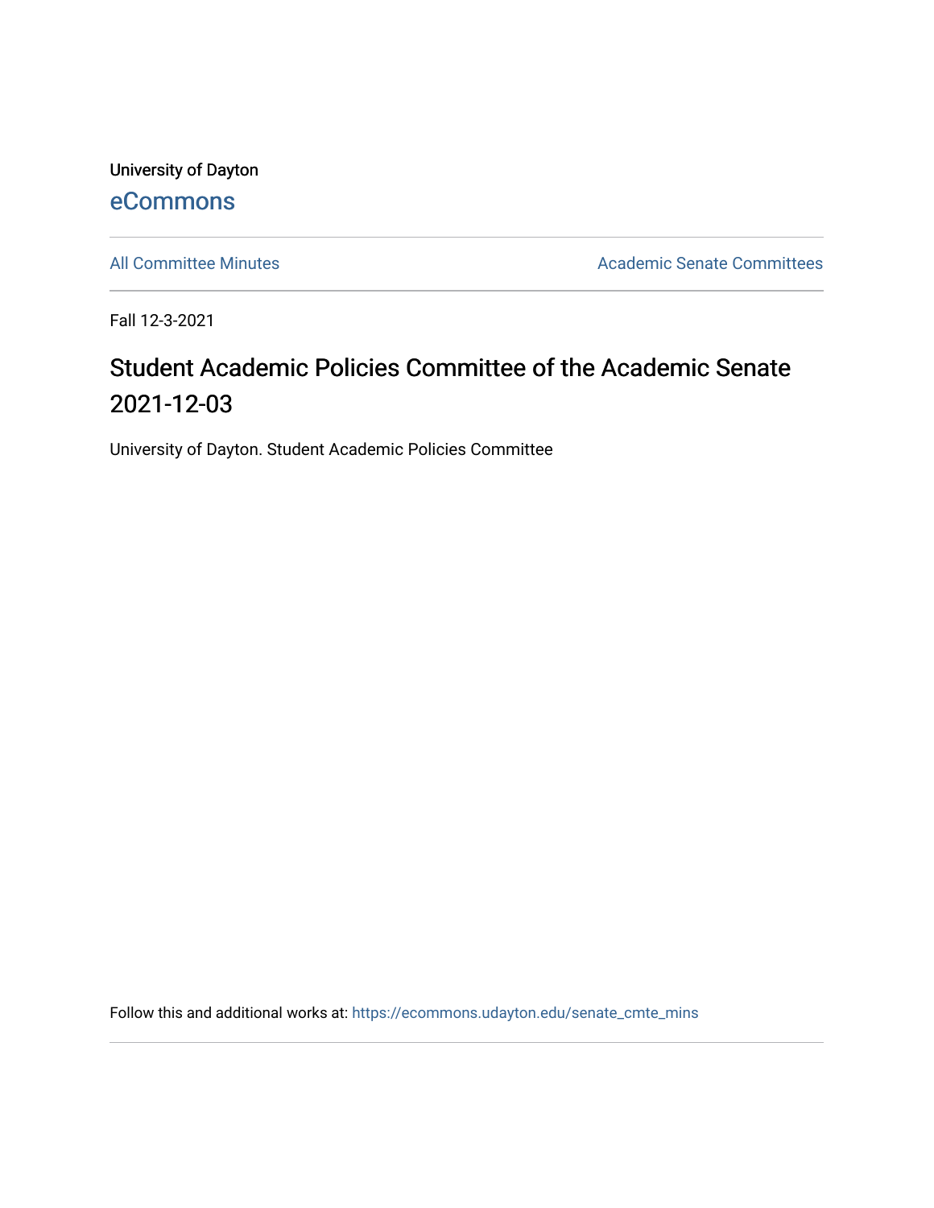University of Dayton

eCommons

All Committee Minutes

Academic Senate Committees

Fall 12-3-2021

# Student Academic Policies Committee of the Academic Senate 2021-12-03

University of Dayton. Student Academic Policies Committee

Follow this and additional works at: https://ecommons.udayton.edu/senate_cmte_mins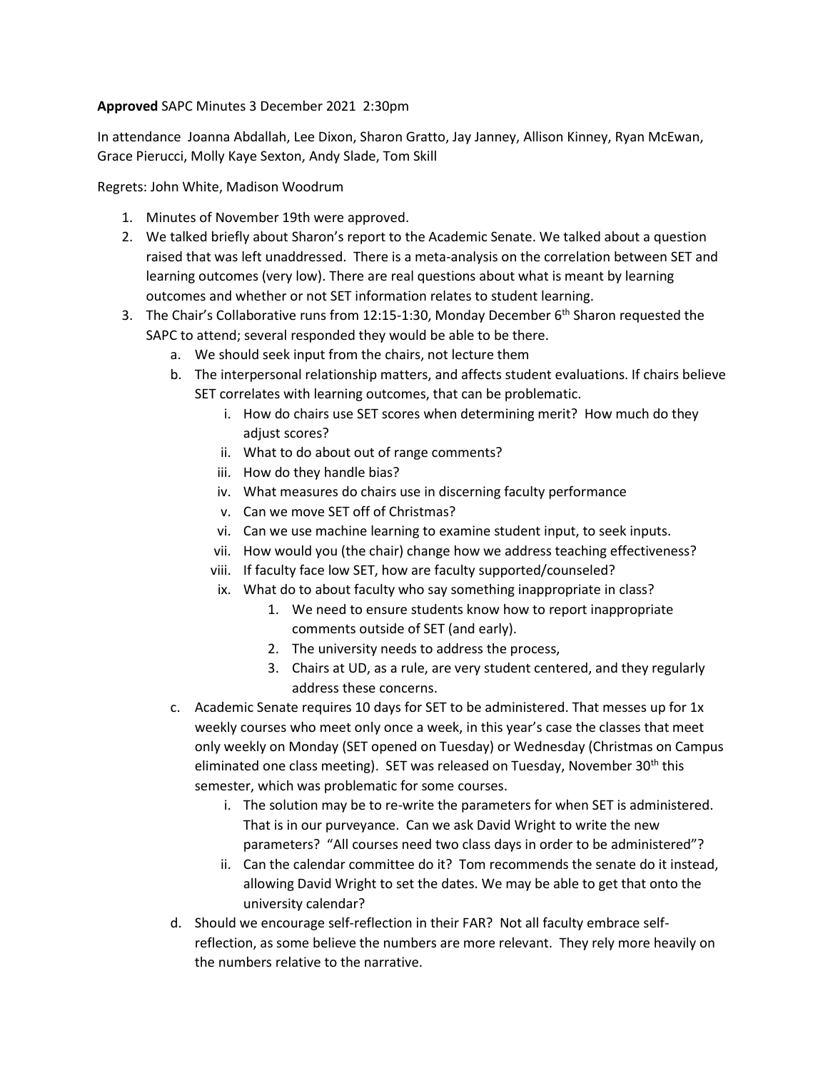**Approved** SAPC Minutes 3 December 2021 2:30pm

In attendance Joanna Abdallah, Lee Dixon, Sharon Gratto, Jay Janney, Allison Kinney, Ryan McEwan, Grace Pierucci, Molly Kaye Sexton, Andy Slade, Tom Skill

Regrets: John White, Madison Woodrum

1. Minutes of November 19th were approved.
2. We talked briefly about Sharon's report to the Academic Senate. We talked about a question raised that was left unaddressed. There is a meta-analysis on the correlation between SET and learning outcomes (very low). There are real questions about what is meant by learning outcomes and whether or not SET information relates to student learning.
3. The Chair's Collaborative runs from 12:15-1:30, Monday December 6th Sharon requested the SAPC to attend; several responded they would be able to be there.
   a. We should seek input from the chairs, not lecture them
   b. The interpersonal relationship matters, and affects student evaluations. If chairs believe SET correlates with learning outcomes, that can be problematic.
      i. How do chairs use SET scores when determining merit? How much do they adjust scores?
      ii. What to do about out of range comments?
      iii. How do they handle bias?
      iv. What measures do chairs use in discerning faculty performance
      v. Can we move SET off of Christmas?
      vi. Can we use machine learning to examine student input, to seek inputs.
      vii. How would you (the chair) change how we address teaching effectiveness?
      viii. If faculty face low SET, how are faculty supported/counseled?
      ix. What do to about faculty who say something inappropriate in class?
         1. We need to ensure students know how to report inappropriate comments outside of SET (and early).
         2. The university needs to address the process,
         3. Chairs at UD, as a rule, are very student centered, and they regularly address these concerns.
   c. Academic Senate requires 10 days for SET to be administered. That messes up for 1x weekly courses who meet only once a week, in this year's case the classes that meet only weekly on Monday (SET opened on Tuesday) or Wednesday (Christmas on Campus eliminated one class meeting). SET was released on Tuesday, November 30th this semester, which was problematic for some courses.
      i. The solution may be to re-write the parameters for when SET is administered. That is in our purveyance. Can we ask David Wright to write the new parameters? "All courses need two class days in order to be administered"?
      ii. Can the calendar committee do it? Tom recommends the senate do it instead, allowing David Wright to set the dates. We may be able to get that onto the university calendar?
   d. Should we encourage self-reflection in their FAR? Not all faculty embrace self-reflection, as some believe the numbers are more relevant. They rely more heavily on the numbers relative to the narrative.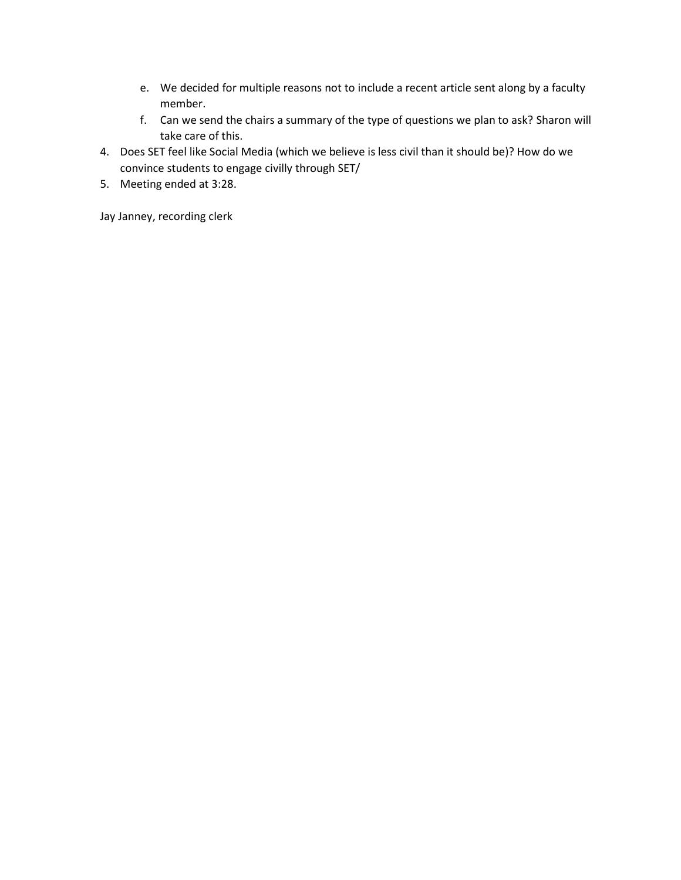e. We decided for multiple reasons not to include a recent article sent along by a faculty member.
   f. Can we send the chairs a summary of the type of questions we plan to ask? Sharon will take care of this.

4. Does SET feel like Social Media (which we believe is less civil than it should be)? How do we convince students to engage civilly through SET/
5. Meeting ended at 3:28.

Jay Janney, recording clerk